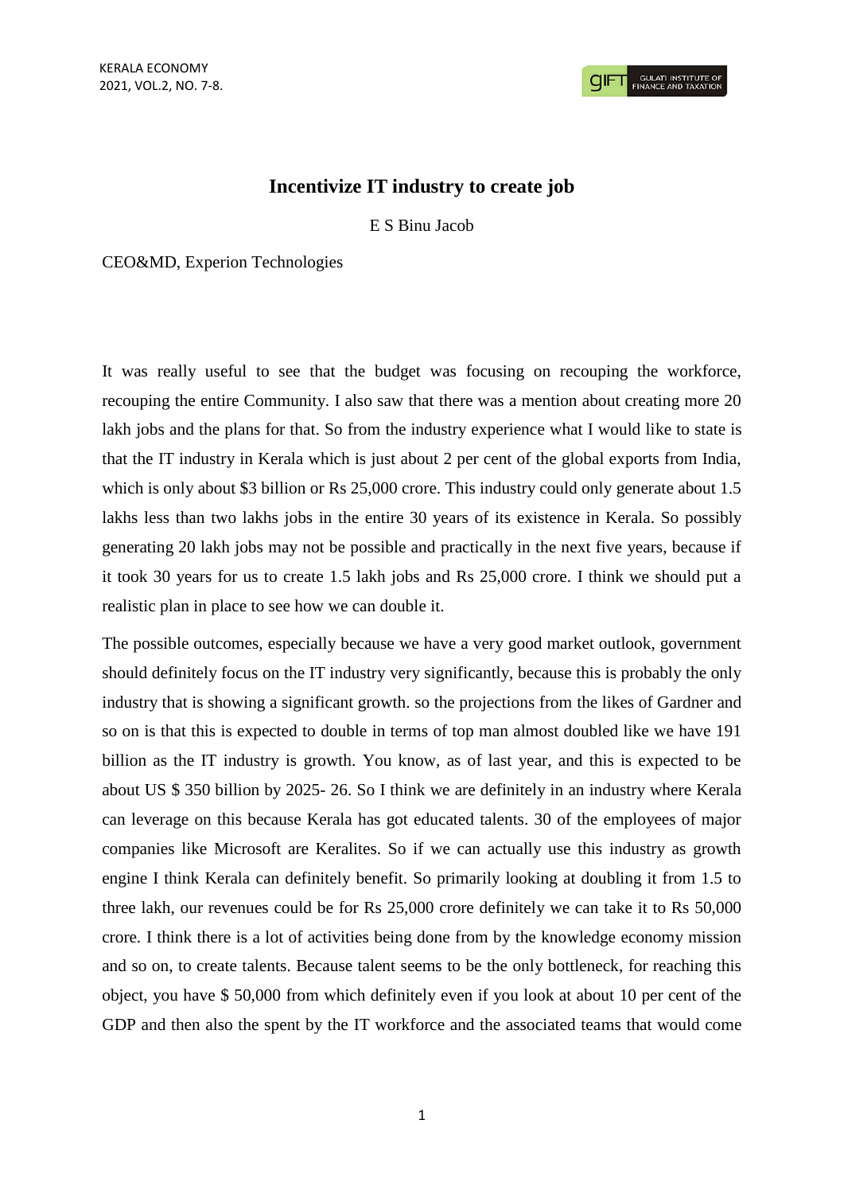# Incentivize IT industry to create job

E S Binu Jacob

CEO&MD, Experion Technologies

It was really useful to see that the budget was focusing on recouping the workforce, recouping the entire Community. I also saw that there was a mention about creating more 20 lakh jobs and the plans for that. So from the industry experience what I would like to state is that the IT industry in Kerala which is just about 2 per cent of the global exports from India, which is only about $3 billion or Rs 25,000 crore. This industry could only generate about 1.5 lakhs less than two lakhs jobs in the entire 30 years of its existence in Kerala. So possibly generating 20 lakh jobs may not be possible and practically in the next five years, because if it took 30 years for us to create 1.5 lakh jobs and Rs 25,000 crore. I think we should put a realistic plan in place to see how we can double it.

The possible outcomes, especially because we have a very good market outlook, government should definitely focus on the IT industry very significantly, because this is probably the only industry that is showing a significant growth. so the projections from the likes of Gardner and so on is that this is expected to double in terms of top man almost doubled like we have 191 billion as the IT industry is growth. You know, as of last year, and this is expected to be about US $ 350 billion by 2025- 26. So I think we are definitely in an industry where Kerala can leverage on this because Kerala has got educated talents. 30 of the employees of major companies like Microsoft are Keralites. So if we can actually use this industry as growth engine I think Kerala can definitely benefit. So primarily looking at doubling it from 1.5 to three lakh, our revenues could be for Rs 25,000 crore definitely we can take it to Rs 50,000 crore. I think there is a lot of activities being done from by the knowledge economy mission and so on, to create talents. Because talent seems to be the only bottleneck, for reaching this object, you have $ 50,000 from which definitely even if you look at about 10 per cent of the GDP and then also the spent by the IT workforce and the associated teams that would come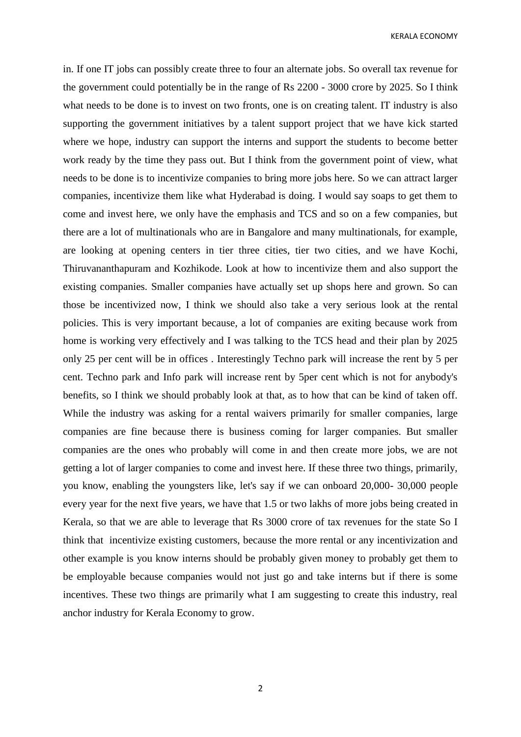in. If one IT jobs can possibly create three to four an alternate jobs. So overall tax revenue for the government could potentially be in the range of Rs 2200 - 3000 crore by 2025. So I think what needs to be done is to invest on two fronts, one is on creating talent. IT industry is also supporting the government initiatives by a talent support project that we have kick started where we hope, industry can support the interns and support the students to become better work ready by the time they pass out. But I think from the government point of view, what needs to be done is to incentivize companies to bring more jobs here. So we can attract larger companies, incentivize them like what Hyderabad is doing. I would say soaps to get them to come and invest here, we only have the emphasis and TCS and so on a few companies, but there are a lot of multinationals who are in Bangalore and many multinationals, for example, are looking at opening centers in tier three cities, tier two cities, and we have Kochi, Thiruvananthapuram and Kozhikode. Look at how to incentivize them and also support the existing companies. Smaller companies have actually set up shops here and grown. So can those be incentivized now, I think we should also take a very serious look at the rental policies. This is very important because, a lot of companies are exiting because work from home is working very effectively and I was talking to the TCS head and their plan by 2025 only 25 per cent will be in offices . Interestingly Techno park will increase the rent by 5 per cent. Techno park and Info park will increase rent by 5per cent which is not for anybody's benefits, so I think we should probably look at that, as to how that can be kind of taken off. While the industry was asking for a rental waivers primarily for smaller companies, large companies are fine because there is business coming for larger companies. But smaller companies are the ones who probably will come in and then create more jobs, we are not getting a lot of larger companies to come and invest here. If these three two things, primarily, you know, enabling the youngsters like, let's say if we can onboard 20,000- 30,000 people every year for the next five years, we have that 1.5 or two lakhs of more jobs being created in Kerala, so that we are able to leverage that Rs 3000 crore of tax revenues for the state So I think that incentivize existing customers, because the more rental or any incentivization and other example is you know interns should be probably given money to probably get them to be employable because companies would not just go and take interns but if there is some incentives. These two things are primarily what I am suggesting to create this industry, real anchor industry for Kerala Economy to grow.